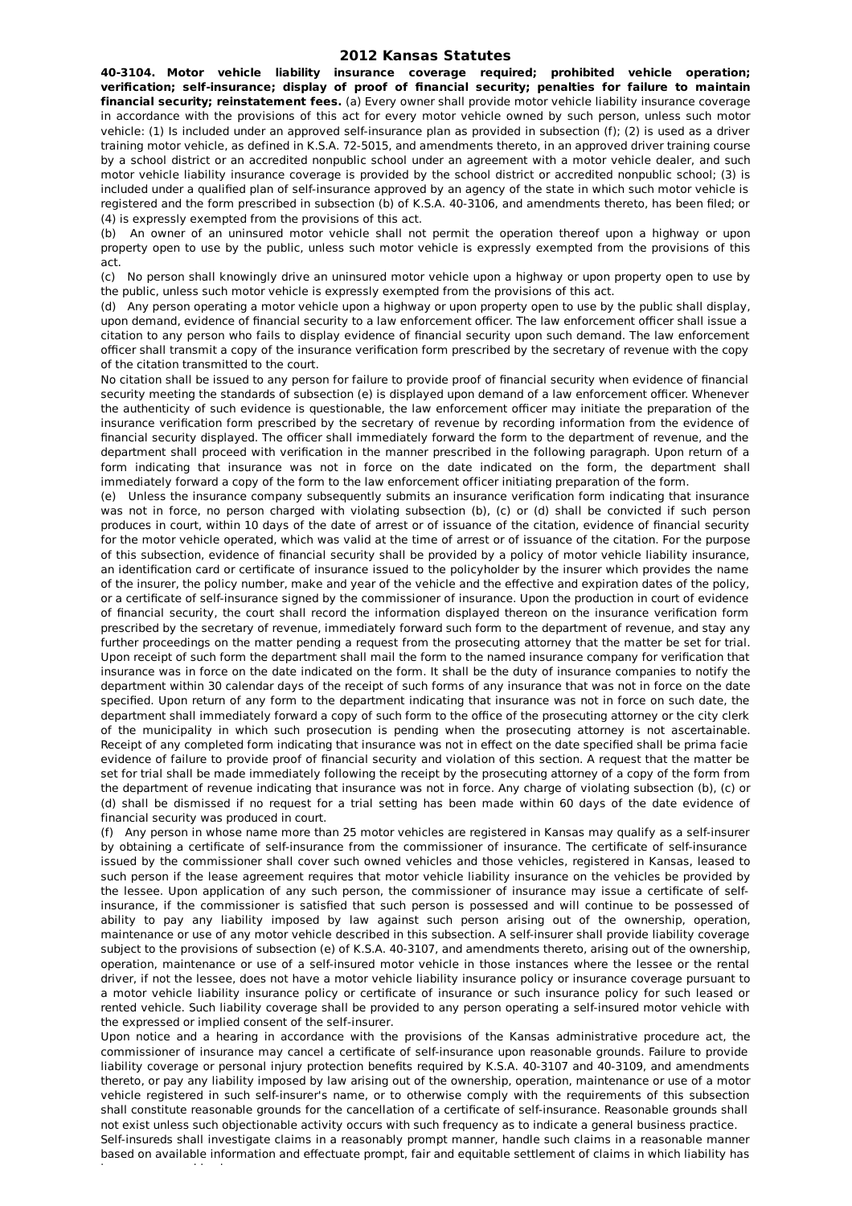# 2012 Kansas Statutes

**40-3104. Motor vehicle liability insurance coverage required; prohibited vehicle operation; verification; self-insurance; display of proof of financial security; penalties for failure to maintain financial security; reinstatement fees.** (a) Every owner shall provide motor vehicle liability insurance coverage in accordance with the provisions of this act for every motor vehicle owned by such person, unless such motor vehicle: (1) Is included under an approved self-insurance plan as provided in subsection (f); (2) is used as a driver training motor vehicle, as defined in K.S.A. 72-5015, and amendments thereto, in an approved driver training course by a school district or an accredited nonpublic school under an agreement with a motor vehicle dealer, and such motor vehicle liability insurance coverage is provided by the school district or accredited nonpublic school; (3) is included under a qualified plan of self-insurance approved by an agency of the state in which such motor vehicle is registered and the form prescribed in subsection (b) of K.S.A. 40-3106, and amendments thereto, has been filed; or (4) is expressly exempted from the provisions of this act.

(b) An owner of an uninsured motor vehicle shall not permit the operation thereof upon a highway or upon property open to use by the public, unless such motor vehicle is expressly exempted from the provisions of this act.

(c) No person shall knowingly drive an uninsured motor vehicle upon a highway or upon property open to use by the public, unless such motor vehicle is expressly exempted from the provisions of this act.

(d) Any person operating a motor vehicle upon a highway or upon property open to use by the public shall display, upon demand, evidence of financial security to a law enforcement officer. The law enforcement officer shall issue a citation to any person who fails to display evidence of financial security upon such demand. The law enforcement officer shall transmit a copy of the insurance verification form prescribed by the secretary of revenue with the copy of the citation transmitted to the court.

No citation shall be issued to any person for failure to provide proof of financial security when evidence of financial security meeting the standards of subsection (e) is displayed upon demand of a law enforcement officer. Whenever the authenticity of such evidence is questionable, the law enforcement officer may initiate the preparation of the insurance verification form prescribed by the secretary of revenue by recording information from the evidence of financial security displayed. The officer shall immediately forward the form to the department of revenue, and the department shall proceed with verification in the manner prescribed in the following paragraph. Upon return of a form indicating that insurance was not in force on the date indicated on the form, the department shall immediately forward a copy of the form to the law enforcement officer initiating preparation of the form.

(e) Unless the insurance company subsequently submits an insurance verification form indicating that insurance was not in force, no person charged with violating subsection (b), (c) or (d) shall be convicted if such person produces in court, within 10 days of the date of arrest or of issuance of the citation, evidence of financial security for the motor vehicle operated, which was valid at the time of arrest or of issuance of the citation. For the purpose of this subsection, evidence of financial security shall be provided by a policy of motor vehicle liability insurance, an identification card or certificate of insurance issued to the policyholder by the insurer which provides the name of the insurer, the policy number, make and year of the vehicle and the effective and expiration dates of the policy, or a certificate of self-insurance signed by the commissioner of insurance. Upon the production in court of evidence of financial security, the court shall record the information displayed thereon on the insurance verification form prescribed by the secretary of revenue, immediately forward such form to the department of revenue, and stay any further proceedings on the matter pending a request from the prosecuting attorney that the matter be set for trial. Upon receipt of such form the department shall mail the form to the named insurance company for verification that insurance was in force on the date indicated on the form. It shall be the duty of insurance companies to notify the department within 30 calendar days of the receipt of such forms of any insurance that was not in force on the date specified. Upon return of any form to the department indicating that insurance was not in force on such date, the department shall immediately forward a copy of such form to the office of the prosecuting attorney or the city clerk of the municipality in which such prosecution is pending when the prosecuting attorney is not ascertainable. Receipt of any completed form indicating that insurance was not in effect on the date specified shall be prima facie evidence of failure to provide proof of financial security and violation of this section. A request that the matter be set for trial shall be made immediately following the receipt by the prosecuting attorney of a copy of the form from the department of revenue indicating that insurance was not in force. Any charge of violating subsection (b), (c) or (d) shall be dismissed if no request for a trial setting has been made within 60 days of the date evidence of financial security was produced in court.

(f) Any person in whose name more than 25 motor vehicles are registered in Kansas may qualify as a self-insurer by obtaining a certificate of self-insurance from the commissioner of insurance. The certificate of self-insurance issued by the commissioner shall cover such owned vehicles and those vehicles, registered in Kansas, leased to such person if the lease agreement requires that motor vehicle liability insurance on the vehicles be provided by the lessee. Upon application of any such person, the commissioner of insurance may issue a certificate of self-insurance, if the commissioner is satisfied that such person is possessed and will continue to be possessed of ability to pay any liability imposed by law against such person arising out of the ownership, operation, maintenance or use of any motor vehicle described in this subsection. A self-insurer shall provide liability coverage subject to the provisions of subsection (e) of K.S.A. 40-3107, and amendments thereto, arising out of the ownership, operation, maintenance or use of a self-insured motor vehicle in those instances where the lessee or the rental driver, if not the lessee, does not have a motor vehicle liability insurance policy or insurance coverage pursuant to a motor vehicle liability insurance policy or certificate of insurance or such insurance policy for such leased or rented vehicle. Such liability coverage shall be provided to any person operating a self-insured motor vehicle with the expressed or implied consent of the self-insurer.

Upon notice and a hearing in accordance with the provisions of the Kansas administrative procedure act, the commissioner of insurance may cancel a certificate of self-insurance upon reasonable grounds. Failure to provide liability coverage or personal injury protection benefits required by K.S.A. 40-3107 and 40-3109, and amendments thereto, or pay any liability imposed by law arising out of the ownership, operation, maintenance or use of a motor vehicle registered in such self-insurer's name, or to otherwise comply with the requirements of this subsection shall constitute reasonable grounds for the cancellation of a certificate of self-insurance. Reasonable grounds shall not exist unless such objectionable activity occurs with such frequency as to indicate a general business practice.

Self-insureds shall investigate claims in a reasonably prompt manner, handle such claims in a reasonable manner based on available information and effectuate prompt, fair and equitable settlement of claims in which liability has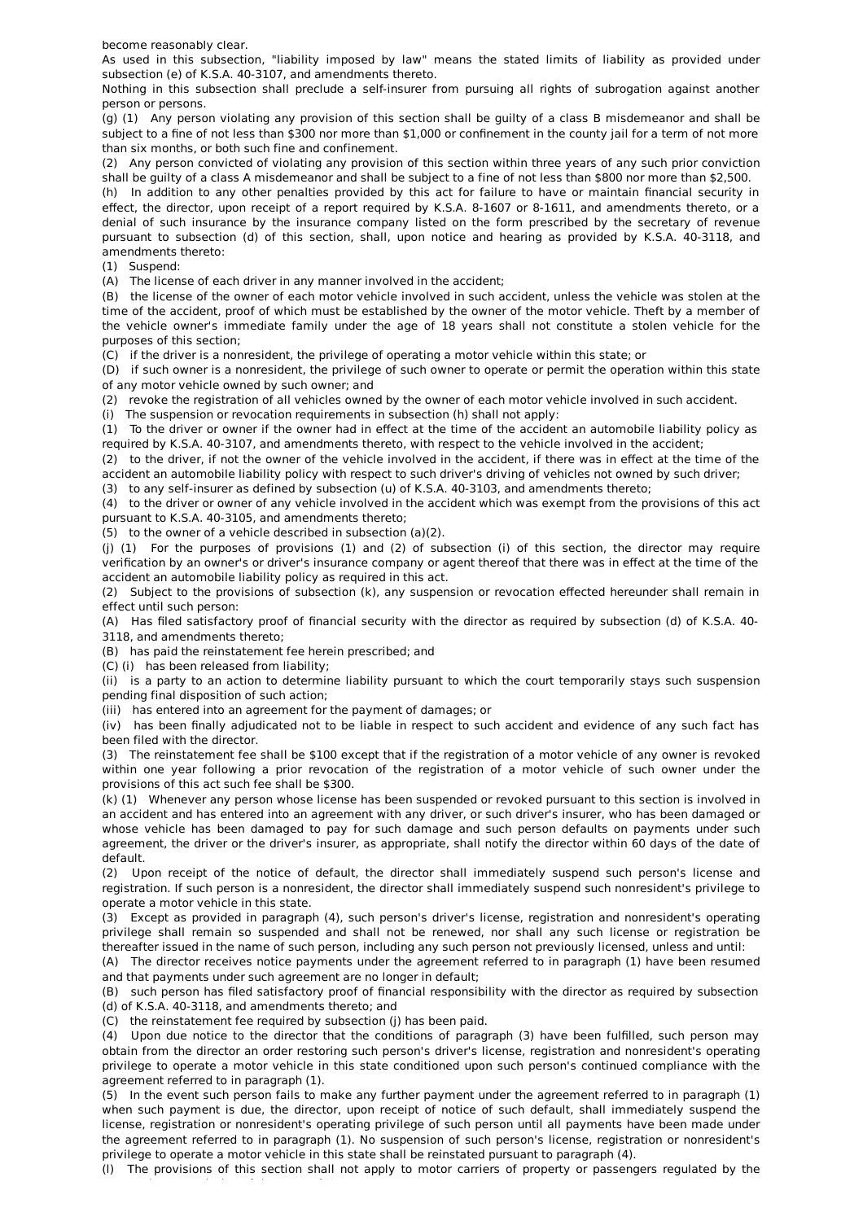become reasonably clear.

As used in this subsection, "liability imposed by law" means the stated limits of liability as provided under subsection (e) of K.S.A. 40-3107, and amendments thereto.

Nothing in this subsection shall preclude a self-insurer from pursuing all rights of subrogation against another person or persons.

(g) (1) Any person violating any provision of this section shall be guilty of a class B misdemeanor and shall be subject to a fine of not less than $300 nor more than $1,000 or confinement in the county jail for a term of not more than six months, or both such fine and confinement.

(2) Any person convicted of violating any provision of this section within three years of any such prior conviction shall be guilty of a class A misdemeanor and shall be subject to a fine of not less than $800 nor more than $2,500.

(h) In addition to any other penalties provided by this act for failure to have or maintain financial security in effect, the director, upon receipt of a report required by K.S.A. 8-1607 or 8-1611, and amendments thereto, or a denial of such insurance by the insurance company listed on the form prescribed by the secretary of revenue pursuant to subsection (d) of this section, shall, upon notice and hearing as provided by K.S.A. 40-3118, and amendments thereto:

(1) Suspend:

(A) The license of each driver in any manner involved in the accident;

(B) the license of the owner of each motor vehicle involved in such accident, unless the vehicle was stolen at the time of the accident, proof of which must be established by the owner of the motor vehicle. Theft by a member of the vehicle owner's immediate family under the age of 18 years shall not constitute a stolen vehicle for the purposes of this section;

(C) if the driver is a nonresident, the privilege of operating a motor vehicle within this state; or

(D) if such owner is a nonresident, the privilege of such owner to operate or permit the operation within this state of any motor vehicle owned by such owner; and

(2) revoke the registration of all vehicles owned by the owner of each motor vehicle involved in such accident.

(i) The suspension or revocation requirements in subsection (h) shall not apply:

(1) To the driver or owner if the owner had in effect at the time of the accident an automobile liability policy as required by K.S.A. 40-3107, and amendments thereto, with respect to the vehicle involved in the accident;

(2) to the driver, if not the owner of the vehicle involved in the accident, if there was in effect at the time of the accident an automobile liability policy with respect to such driver's driving of vehicles not owned by such driver;

(3) to any self-insurer as defined by subsection (u) of K.S.A. 40-3103, and amendments thereto;

(4) to the driver or owner of any vehicle involved in the accident which was exempt from the provisions of this act pursuant to K.S.A. 40-3105, and amendments thereto;

(5) to the owner of a vehicle described in subsection (a)(2).

(j) (1) For the purposes of provisions (1) and (2) of subsection (i) of this section, the director may require verification by an owner's or driver's insurance company or agent thereof that there was in effect at the time of the accident an automobile liability policy as required in this act.

(2) Subject to the provisions of subsection (k), any suspension or revocation effected hereunder shall remain in effect until such person:

(A) Has filed satisfactory proof of financial security with the director as required by subsection (d) of K.S.A. 40-3118, and amendments thereto;

(B) has paid the reinstatement fee herein prescribed; and

(C) (i) has been released from liability;

(ii) is a party to an action to determine liability pursuant to which the court temporarily stays such suspension pending final disposition of such action;

(iii) has entered into an agreement for the payment of damages; or

(iv) has been finally adjudicated not to be liable in respect to such accident and evidence of any such fact has been filed with the director.

(3) The reinstatement fee shall be $100 except that if the registration of a motor vehicle of any owner is revoked within one year following a prior revocation of the registration of a motor vehicle of such owner under the provisions of this act such fee shall be $300.

(k) (1) Whenever any person whose license has been suspended or revoked pursuant to this section is involved in an accident and has entered into an agreement with any driver, or such driver's insurer, who has been damaged or whose vehicle has been damaged to pay for such damage and such person defaults on payments under such agreement, the driver or the driver's insurer, as appropriate, shall notify the director within 60 days of the date of default.

(2) Upon receipt of the notice of default, the director shall immediately suspend such person's license and registration. If such person is a nonresident, the director shall immediately suspend such nonresident's privilege to operate a motor vehicle in this state.

(3) Except as provided in paragraph (4), such person's driver's license, registration and nonresident's operating privilege shall remain so suspended and shall not be renewed, nor shall any such license or registration be thereafter issued in the name of such person, including any such person not previously licensed, unless and until:

(A) The director receives notice payments under the agreement referred to in paragraph (1) have been resumed and that payments under such agreement are no longer in default;

(B) such person has filed satisfactory proof of financial responsibility with the director as required by subsection (d) of K.S.A. 40-3118, and amendments thereto; and

(C) the reinstatement fee required by subsection (j) has been paid.

(4) Upon due notice to the director that the conditions of paragraph (3) have been fulfilled, such person may obtain from the director an order restoring such person's driver's license, registration and nonresident's operating privilege to operate a motor vehicle in this state conditioned upon such person's continued compliance with the agreement referred to in paragraph (1).

(5) In the event such person fails to make any further payment under the agreement referred to in paragraph (1) when such payment is due, the director, upon receipt of notice of such default, shall immediately suspend the license, registration or nonresident's operating privilege of such person until all payments have been made under the agreement referred to in paragraph (1). No suspension of such person's license, registration or nonresident's privilege to operate a motor vehicle in this state shall be reinstated pursuant to paragraph (4).

(l) The provisions of this section shall not apply to motor carriers of property or passengers regulated by the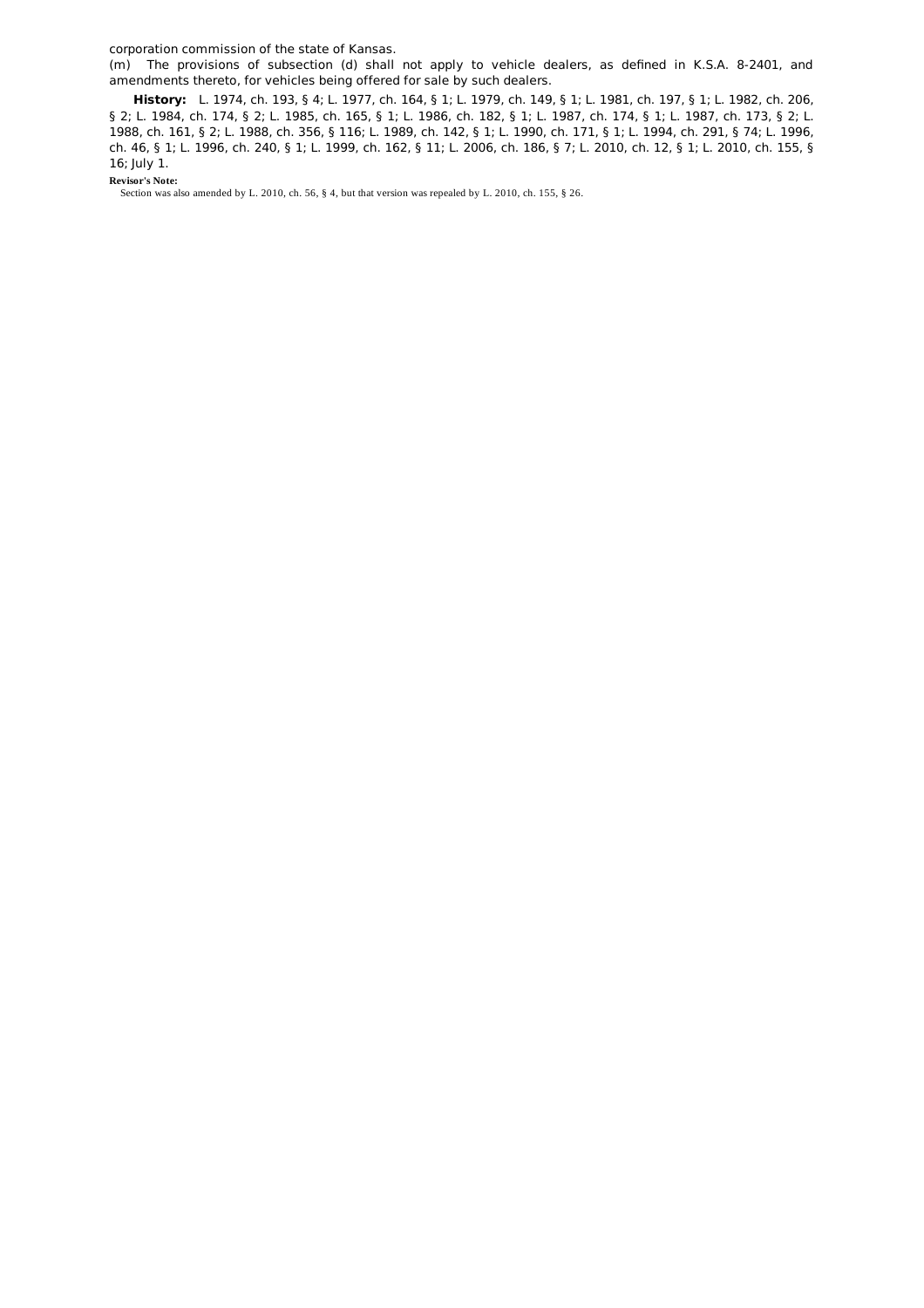corporation commission of the state of Kansas.

(m) The provisions of subsection (d) shall not apply to vehicle dealers, as defined in K.S.A. 8-2401, and amendments thereto, for vehicles being offered for sale by such dealers.

**History:** L. 1974, ch. 193, § 4; L. 1977, ch. 164, § 1; L. 1979, ch. 149, § 1; L. 1981, ch. 197, § 1; L. 1982, ch. 206, § 2; L. 1984, ch. 174, § 2; L. 1985, ch. 165, § 1; L. 1986, ch. 182, § 1; L. 1987, ch. 174, § 1; L. 1987, ch. 173, § 2; L. 1988, ch. 161, § 2; L. 1988, ch. 356, § 116; L. 1989, ch. 142, § 1; L. 1990, ch. 171, § 1; L. 1994, ch. 291, § 74; L. 1996, ch. 46, § 1; L. 1996, ch. 240, § 1; L. 1999, ch. 162, § 11; L. 2006, ch. 186, § 7; L. 2010, ch. 12, § 1; L. 2010, ch. 155, § 16; July 1.

**Revisor's Note:**

Section was also amended by L. 2010, ch. 56, § 4, but that version was repealed by L. 2010, ch. 155, § 26.